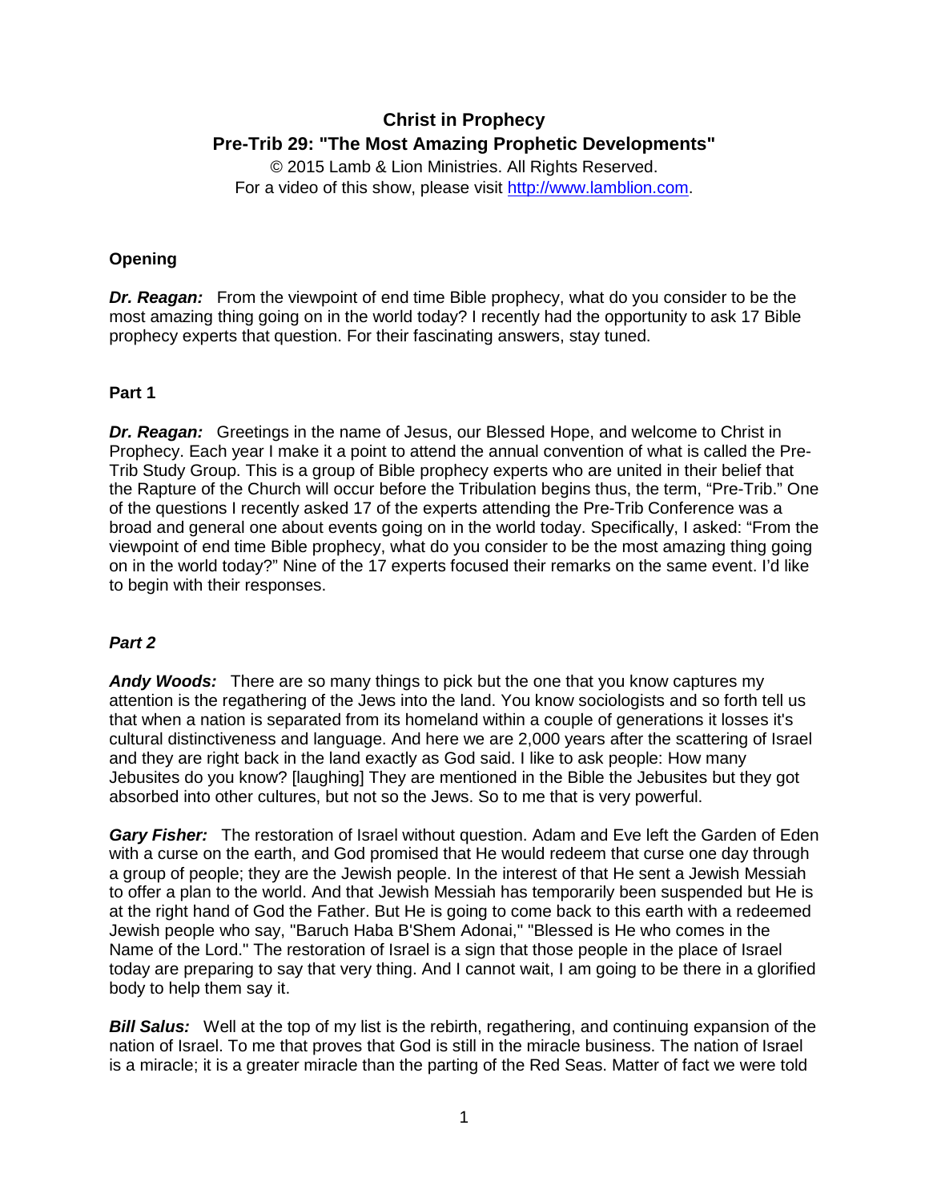# Christ in Prophecy

## Pre-Trib 29: "The Most Amazing Prophetic Developments"

© 2015 Lamb & Lion Ministries. All Rights Reserved.
For a video of this show, please visit http://www.lamblion.com.

### Opening

***Dr. Reagan:*** From the viewpoint of end time Bible prophecy, what do you consider to be the most amazing thing going on in the world today? I recently had the opportunity to ask 17 Bible prophecy experts that question. For their fascinating answers, stay tuned.

### Part 1

***Dr. Reagan:*** Greetings in the name of Jesus, our Blessed Hope, and welcome to Christ in Prophecy. Each year I make it a point to attend the annual convention of what is called the Pre-Trib Study Group. This is a group of Bible prophecy experts who are united in their belief that the Rapture of the Church will occur before the Tribulation begins thus, the term, "Pre-Trib." One of the questions I recently asked 17 of the experts attending the Pre-Trib Conference was a broad and general one about events going on in the world today. Specifically, I asked: "From the viewpoint of end time Bible prophecy, what do you consider to be the most amazing thing going on in the world today?" Nine of the 17 experts focused their remarks on the same event. I'd like to begin with their responses.

### *Part 2*

***Andy Woods:*** There are so many things to pick but the one that you know captures my attention is the regathering of the Jews into the land. You know sociologists and so forth tell us that when a nation is separated from its homeland within a couple of generations it losses it's cultural distinctiveness and language. And here we are 2,000 years after the scattering of Israel and they are right back in the land exactly as God said. I like to ask people: How many Jebusites do you know? [laughing] They are mentioned in the Bible the Jebusites but they got absorbed into other cultures, but not so the Jews. So to me that is very powerful.

***Gary Fisher:*** The restoration of Israel without question. Adam and Eve left the Garden of Eden with a curse on the earth, and God promised that He would redeem that curse one day through a group of people; they are the Jewish people. In the interest of that He sent a Jewish Messiah to offer a plan to the world. And that Jewish Messiah has temporarily been suspended but He is at the right hand of God the Father. But He is going to come back to this earth with a redeemed Jewish people who say, "Baruch Haba B'Shem Adonai," "Blessed is He who comes in the Name of the Lord." The restoration of Israel is a sign that those people in the place of Israel today are preparing to say that very thing. And I cannot wait, I am going to be there in a glorified body to help them say it.

***Bill Salus:*** Well at the top of my list is the rebirth, regathering, and continuing expansion of the nation of Israel. To me that proves that God is still in the miracle business. The nation of Israel is a miracle; it is a greater miracle than the parting of the Red Seas. Matter of fact we were told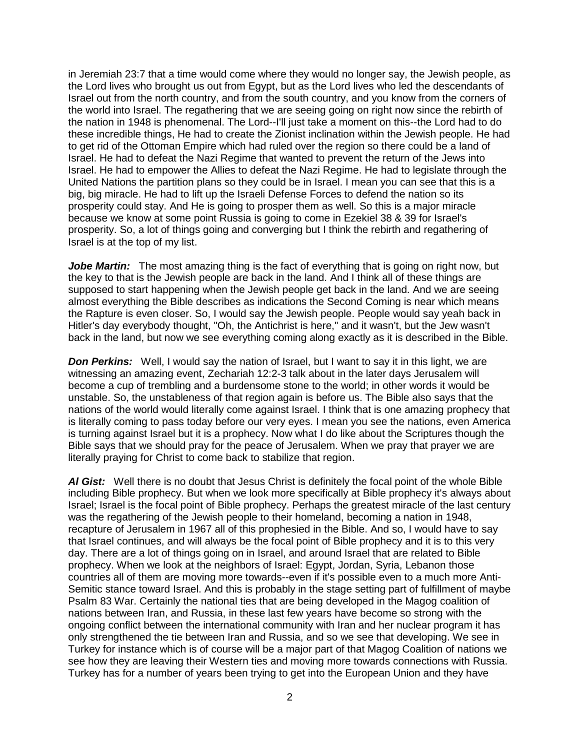in Jeremiah 23:7 that a time would come where they would no longer say, the Jewish people, as the Lord lives who brought us out from Egypt, but as the Lord lives who led the descendants of Israel out from the north country, and from the south country, and you know from the corners of the world into Israel. The regathering that we are seeing going on right now since the rebirth of the nation in 1948 is phenomenal. The Lord--I'll just take a moment on this--the Lord had to do these incredible things, He had to create the Zionist inclination within the Jewish people. He had to get rid of the Ottoman Empire which had ruled over the region so there could be a land of Israel. He had to defeat the Nazi Regime that wanted to prevent the return of the Jews into Israel. He had to empower the Allies to defeat the Nazi Regime. He had to legislate through the United Nations the partition plans so they could be in Israel. I mean you can see that this is a big, big miracle. He had to lift up the Israeli Defense Forces to defend the nation so its prosperity could stay. And He is going to prosper them as well. So this is a major miracle because we know at some point Russia is going to come in Ezekiel 38 & 39 for Israel's prosperity. So, a lot of things going and converging but I think the rebirth and regathering of Israel is at the top of my list.

***Jobe Martin:*** The most amazing thing is the fact of everything that is going on right now, but the key to that is the Jewish people are back in the land. And I think all of these things are supposed to start happening when the Jewish people get back in the land. And we are seeing almost everything the Bible describes as indications the Second Coming is near which means the Rapture is even closer. So, I would say the Jewish people. People would say yeah back in Hitler's day everybody thought, "Oh, the Antichrist is here," and it wasn't, but the Jew wasn't back in the land, but now we see everything coming along exactly as it is described in the Bible.

***Don Perkins:*** Well, I would say the nation of Israel, but I want to say it in this light, we are witnessing an amazing event, Zechariah 12:2-3 talk about in the later days Jerusalem will become a cup of trembling and a burdensome stone to the world; in other words it would be unstable. So, the unstableness of that region again is before us. The Bible also says that the nations of the world would literally come against Israel. I think that is one amazing prophecy that is literally coming to pass today before our very eyes. I mean you see the nations, even America is turning against Israel but it is a prophecy. Now what I do like about the Scriptures though the Bible says that we should pray for the peace of Jerusalem. When we pray that prayer we are literally praying for Christ to come back to stabilize that region.

***Al Gist:*** Well there is no doubt that Jesus Christ is definitely the focal point of the whole Bible including Bible prophecy. But when we look more specifically at Bible prophecy it's always about Israel; Israel is the focal point of Bible prophecy. Perhaps the greatest miracle of the last century was the regathering of the Jewish people to their homeland, becoming a nation in 1948, recapture of Jerusalem in 1967 all of this prophesied in the Bible. And so, I would have to say that Israel continues, and will always be the focal point of Bible prophecy and it is to this very day. There are a lot of things going on in Israel, and around Israel that are related to Bible prophecy. When we look at the neighbors of Israel: Egypt, Jordan, Syria, Lebanon those countries all of them are moving more towards--even if it's possible even to a much more Anti-Semitic stance toward Israel. And this is probably in the stage setting part of fulfillment of maybe Psalm 83 War. Certainly the national ties that are being developed in the Magog coalition of nations between Iran, and Russia, in these last few years have become so strong with the ongoing conflict between the international community with Iran and her nuclear program it has only strengthened the tie between Iran and Russia, and so we see that developing. We see in Turkey for instance which is of course will be a major part of that Magog Coalition of nations we see how they are leaving their Western ties and moving more towards connections with Russia. Turkey has for a number of years been trying to get into the European Union and they have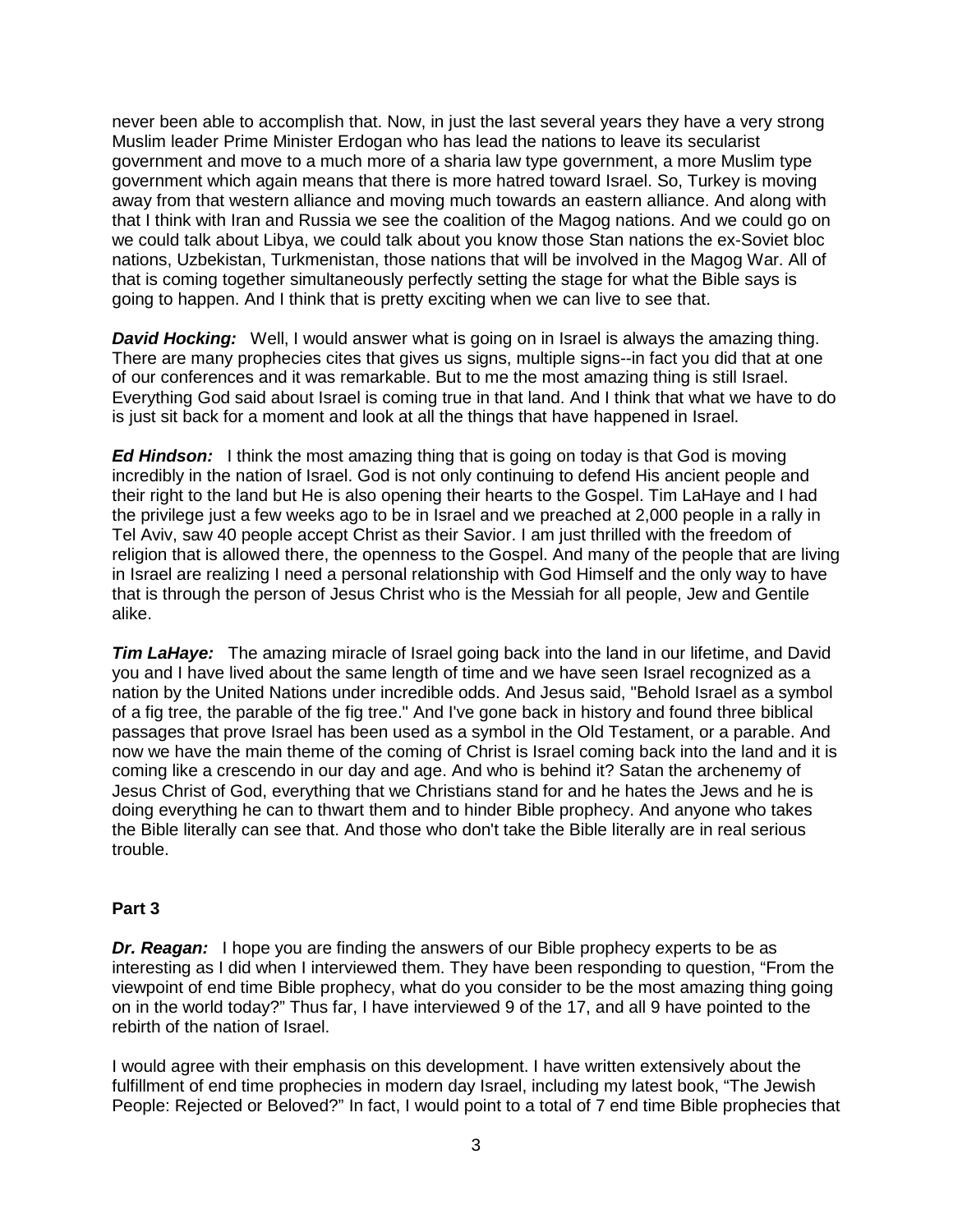never been able to accomplish that. Now, in just the last several years they have a very strong Muslim leader Prime Minister Erdogan who has lead the nations to leave its secularist government and move to a much more of a sharia law type government, a more Muslim type government which again means that there is more hatred toward Israel. So, Turkey is moving away from that western alliance and moving much towards an eastern alliance. And along with that I think with Iran and Russia we see the coalition of the Magog nations. And we could go on we could talk about Libya, we could talk about you know those Stan nations the ex-Soviet bloc nations, Uzbekistan, Turkmenistan, those nations that will be involved in the Magog War. All of that is coming together simultaneously perfectly setting the stage for what the Bible says is going to happen. And I think that is pretty exciting when we can live to see that.

***David Hocking:*** Well, I would answer what is going on in Israel is always the amazing thing. There are many prophecies cites that gives us signs, multiple signs--in fact you did that at one of our conferences and it was remarkable. But to me the most amazing thing is still Israel. Everything God said about Israel is coming true in that land. And I think that what we have to do is just sit back for a moment and look at all the things that have happened in Israel.

***Ed Hindson:*** I think the most amazing thing that is going on today is that God is moving incredibly in the nation of Israel. God is not only continuing to defend His ancient people and their right to the land but He is also opening their hearts to the Gospel. Tim LaHaye and I had the privilege just a few weeks ago to be in Israel and we preached at 2,000 people in a rally in Tel Aviv, saw 40 people accept Christ as their Savior. I am just thrilled with the freedom of religion that is allowed there, the openness to the Gospel. And many of the people that are living in Israel are realizing I need a personal relationship with God Himself and the only way to have that is through the person of Jesus Christ who is the Messiah for all people, Jew and Gentile alike.

***Tim LaHaye:*** The amazing miracle of Israel going back into the land in our lifetime, and David you and I have lived about the same length of time and we have seen Israel recognized as a nation by the United Nations under incredible odds. And Jesus said, "Behold Israel as a symbol of a fig tree, the parable of the fig tree." And I've gone back in history and found three biblical passages that prove Israel has been used as a symbol in the Old Testament, or a parable. And now we have the main theme of the coming of Christ is Israel coming back into the land and it is coming like a crescendo in our day and age. And who is behind it? Satan the archenemy of Jesus Christ of God, everything that we Christians stand for and he hates the Jews and he is doing everything he can to thwart them and to hinder Bible prophecy. And anyone who takes the Bible literally can see that. And those who don't take the Bible literally are in real serious trouble.

## Part 3

***Dr. Reagan:*** I hope you are finding the answers of our Bible prophecy experts to be as interesting as I did when I interviewed them. They have been responding to question, "From the viewpoint of end time Bible prophecy, what do you consider to be the most amazing thing going on in the world today?" Thus far, I have interviewed 9 of the 17, and all 9 have pointed to the rebirth of the nation of Israel.

I would agree with their emphasis on this development. I have written extensively about the fulfillment of end time prophecies in modern day Israel, including my latest book, "The Jewish People: Rejected or Beloved?" In fact, I would point to a total of 7 end time Bible prophecies that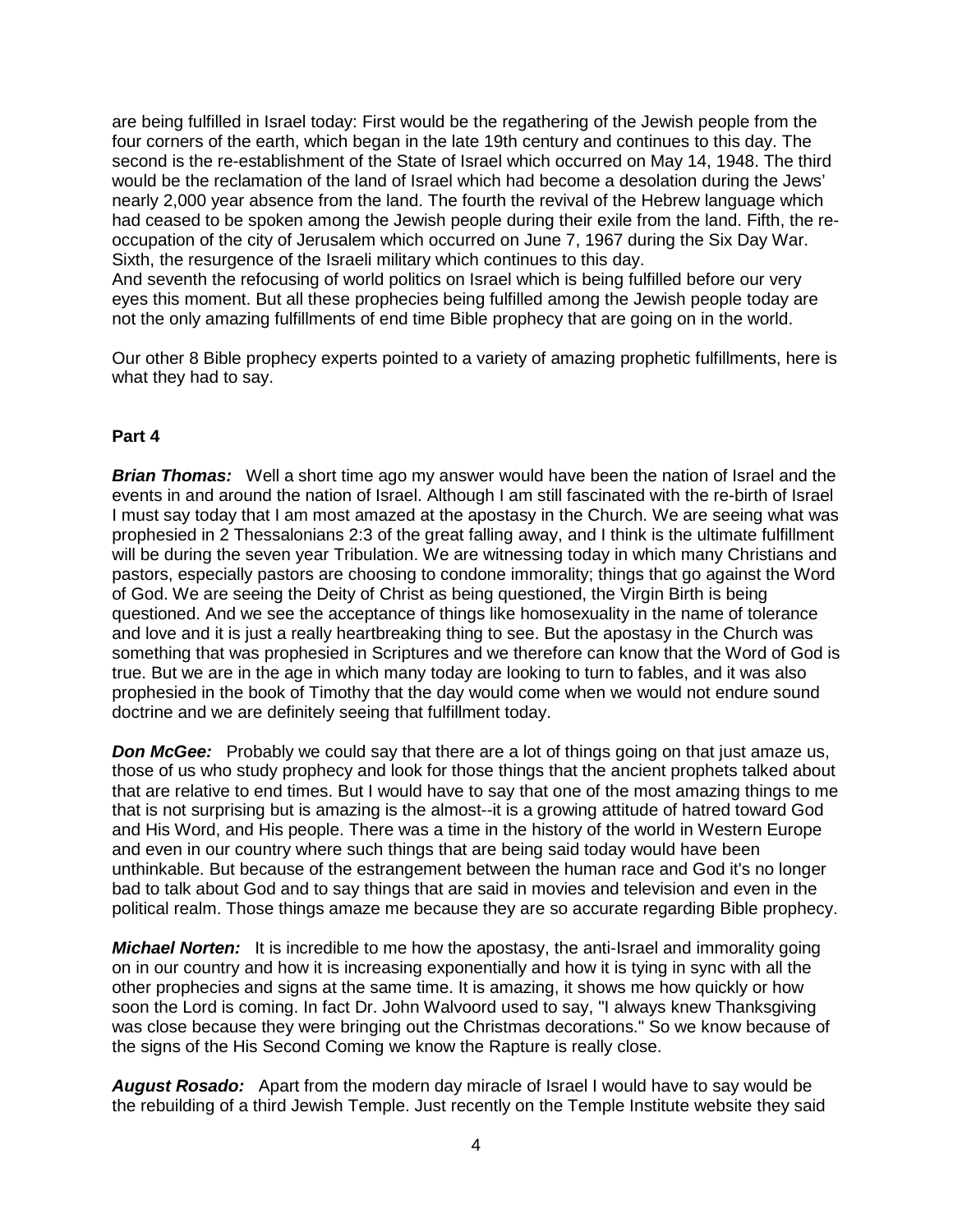are being fulfilled in Israel today: First would be the regathering of the Jewish people from the four corners of the earth, which began in the late 19th century and continues to this day. The second is the re-establishment of the State of Israel which occurred on May 14, 1948. The third would be the reclamation of the land of Israel which had become a desolation during the Jews' nearly 2,000 year absence from the land. The fourth the revival of the Hebrew language which had ceased to be spoken among the Jewish people during their exile from the land. Fifth, the re-occupation of the city of Jerusalem which occurred on June 7, 1967 during the Six Day War. Sixth, the resurgence of the Israeli military which continues to this day.
And seventh the refocusing of world politics on Israel which is being fulfilled before our very eyes this moment. But all these prophecies being fulfilled among the Jewish people today are not the only amazing fulfillments of end time Bible prophecy that are going on in the world.

Our other 8 Bible prophecy experts pointed to a variety of amazing prophetic fulfillments, here is what they had to say.

**Part 4**

***Brian Thomas:*** Well a short time ago my answer would have been the nation of Israel and the events in and around the nation of Israel. Although I am still fascinated with the re-birth of Israel I must say today that I am most amazed at the apostasy in the Church. We are seeing what was prophesied in 2 Thessalonians 2:3 of the great falling away, and I think is the ultimate fulfillment will be during the seven year Tribulation. We are witnessing today in which many Christians and pastors, especially pastors are choosing to condone immorality; things that go against the Word of God. We are seeing the Deity of Christ as being questioned, the Virgin Birth is being questioned. And we see the acceptance of things like homosexuality in the name of tolerance and love and it is just a really heartbreaking thing to see. But the apostasy in the Church was something that was prophesied in Scriptures and we therefore can know that the Word of God is true. But we are in the age in which many today are looking to turn to fables, and it was also prophesied in the book of Timothy that the day would come when we would not endure sound doctrine and we are definitely seeing that fulfillment today.

***Don McGee:*** Probably we could say that there are a lot of things going on that just amaze us, those of us who study prophecy and look for those things that the ancient prophets talked about that are relative to end times. But I would have to say that one of the most amazing things to me that is not surprising but is amazing is the almost--it is a growing attitude of hatred toward God and His Word, and His people. There was a time in the history of the world in Western Europe and even in our country where such things that are being said today would have been unthinkable. But because of the estrangement between the human race and God it's no longer bad to talk about God and to say things that are said in movies and television and even in the political realm. Those things amaze me because they are so accurate regarding Bible prophecy.

***Michael Norten:*** It is incredible to me how the apostasy, the anti-Israel and immorality going on in our country and how it is increasing exponentially and how it is tying in sync with all the other prophecies and signs at the same time. It is amazing, it shows me how quickly or how soon the Lord is coming. In fact Dr. John Walvoord used to say, "I always knew Thanksgiving was close because they were bringing out the Christmas decorations." So we know because of the signs of the His Second Coming we know the Rapture is really close.

***August Rosado:*** Apart from the modern day miracle of Israel I would have to say would be the rebuilding of a third Jewish Temple. Just recently on the Temple Institute website they said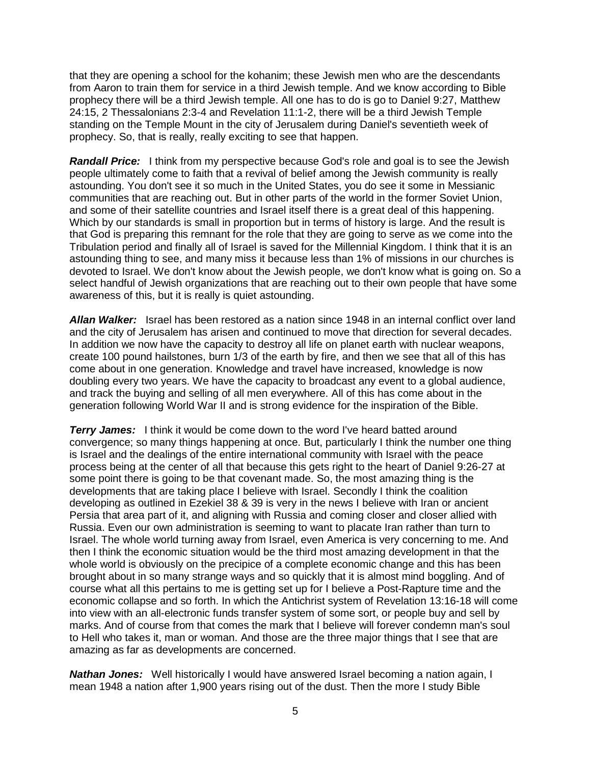that they are opening a school for the kohanim; these Jewish men who are the descendants from Aaron to train them for service in a third Jewish temple. And we know according to Bible prophecy there will be a third Jewish temple. All one has to do is go to Daniel 9:27, Matthew 24:15, 2 Thessalonians 2:3-4 and Revelation 11:1-2, there will be a third Jewish Temple standing on the Temple Mount in the city of Jerusalem during Daniel's seventieth week of prophecy. So, that is really, really exciting to see that happen.

***Randall Price:*** I think from my perspective because God's role and goal is to see the Jewish people ultimately come to faith that a revival of belief among the Jewish community is really astounding. You don't see it so much in the United States, you do see it some in Messianic communities that are reaching out. But in other parts of the world in the former Soviet Union, and some of their satellite countries and Israel itself there is a great deal of this happening. Which by our standards is small in proportion but in terms of history is large. And the result is that God is preparing this remnant for the role that they are going to serve as we come into the Tribulation period and finally all of Israel is saved for the Millennial Kingdom. I think that it is an astounding thing to see, and many miss it because less than 1% of missions in our churches is devoted to Israel. We don't know about the Jewish people, we don't know what is going on. So a select handful of Jewish organizations that are reaching out to their own people that have some awareness of this, but it is really is quiet astounding.

***Allan Walker:*** Israel has been restored as a nation since 1948 in an internal conflict over land and the city of Jerusalem has arisen and continued to move that direction for several decades. In addition we now have the capacity to destroy all life on planet earth with nuclear weapons, create 100 pound hailstones, burn 1/3 of the earth by fire, and then we see that all of this has come about in one generation. Knowledge and travel have increased, knowledge is now doubling every two years. We have the capacity to broadcast any event to a global audience, and track the buying and selling of all men everywhere. All of this has come about in the generation following World War II and is strong evidence for the inspiration of the Bible.

***Terry James:*** I think it would be come down to the word I've heard batted around convergence; so many things happening at once. But, particularly I think the number one thing is Israel and the dealings of the entire international community with Israel with the peace process being at the center of all that because this gets right to the heart of Daniel 9:26-27 at some point there is going to be that covenant made. So, the most amazing thing is the developments that are taking place I believe with Israel. Secondly I think the coalition developing as outlined in Ezekiel 38 & 39 is very in the news I believe with Iran or ancient Persia that area part of it, and aligning with Russia and coming closer and closer allied with Russia. Even our own administration is seeming to want to placate Iran rather than turn to Israel. The whole world turning away from Israel, even America is very concerning to me. And then I think the economic situation would be the third most amazing development in that the whole world is obviously on the precipice of a complete economic change and this has been brought about in so many strange ways and so quickly that it is almost mind boggling. And of course what all this pertains to me is getting set up for I believe a Post-Rapture time and the economic collapse and so forth. In which the Antichrist system of Revelation 13:16-18 will come into view with an all-electronic funds transfer system of some sort, or people buy and sell by marks. And of course from that comes the mark that I believe will forever condemn man's soul to Hell who takes it, man or woman. And those are the three major things that I see that are amazing as far as developments are concerned.

***Nathan Jones:*** Well historically I would have answered Israel becoming a nation again, I mean 1948 a nation after 1,900 years rising out of the dust. Then the more I study Bible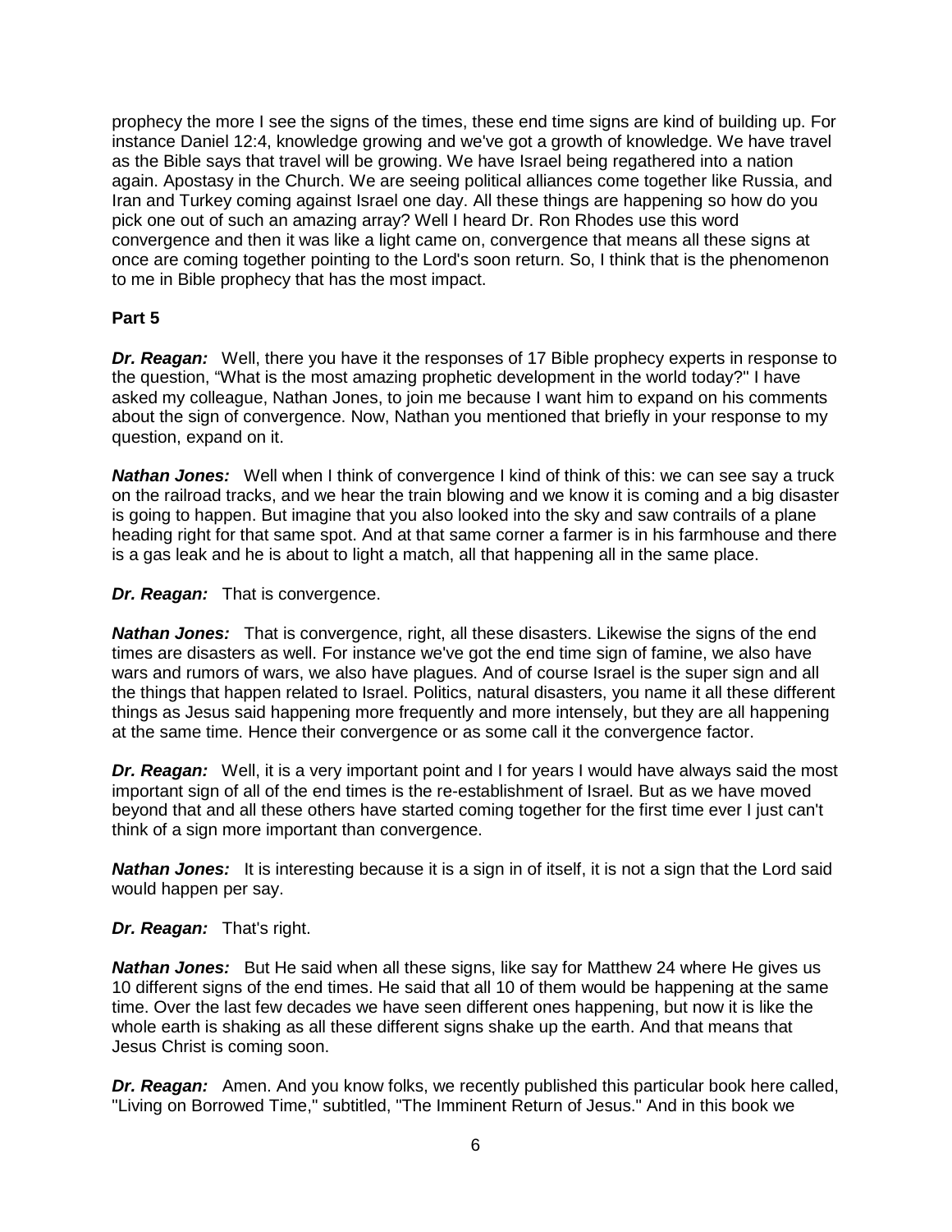prophecy the more I see the signs of the times, these end time signs are kind of building up. For instance Daniel 12:4, knowledge growing and we've got a growth of knowledge. We have travel as the Bible says that travel will be growing. We have Israel being regathered into a nation again. Apostasy in the Church. We are seeing political alliances come together like Russia, and Iran and Turkey coming against Israel one day. All these things are happening so how do you pick one out of such an amazing array? Well I heard Dr. Ron Rhodes use this word convergence and then it was like a light came on, convergence that means all these signs at once are coming together pointing to the Lord's soon return. So, I think that is the phenomenon to me in Bible prophecy that has the most impact.

**Part 5**

***Dr. Reagan:*** Well, there you have it the responses of 17 Bible prophecy experts in response to the question, "What is the most amazing prophetic development in the world today?" I have asked my colleague, Nathan Jones, to join me because I want him to expand on his comments about the sign of convergence. Now, Nathan you mentioned that briefly in your response to my question, expand on it.

***Nathan Jones:*** Well when I think of convergence I kind of think of this: we can see say a truck on the railroad tracks, and we hear the train blowing and we know it is coming and a big disaster is going to happen. But imagine that you also looked into the sky and saw contrails of a plane heading right for that same spot. And at that same corner a farmer is in his farmhouse and there is a gas leak and he is about to light a match, all that happening all in the same place.

***Dr. Reagan:*** That is convergence.

***Nathan Jones:*** That is convergence, right, all these disasters. Likewise the signs of the end times are disasters as well. For instance we've got the end time sign of famine, we also have wars and rumors of wars, we also have plagues. And of course Israel is the super sign and all the things that happen related to Israel. Politics, natural disasters, you name it all these different things as Jesus said happening more frequently and more intensely, but they are all happening at the same time. Hence their convergence or as some call it the convergence factor.

***Dr. Reagan:*** Well, it is a very important point and I for years I would have always said the most important sign of all of the end times is the re-establishment of Israel. But as we have moved beyond that and all these others have started coming together for the first time ever I just can't think of a sign more important than convergence.

***Nathan Jones:*** It is interesting because it is a sign in of itself, it is not a sign that the Lord said would happen per say.

***Dr. Reagan:*** That's right.

***Nathan Jones:*** But He said when all these signs, like say for Matthew 24 where He gives us 10 different signs of the end times. He said that all 10 of them would be happening at the same time. Over the last few decades we have seen different ones happening, but now it is like the whole earth is shaking as all these different signs shake up the earth. And that means that Jesus Christ is coming soon.

***Dr. Reagan:*** Amen. And you know folks, we recently published this particular book here called, "Living on Borrowed Time," subtitled, "The Imminent Return of Jesus." And in this book we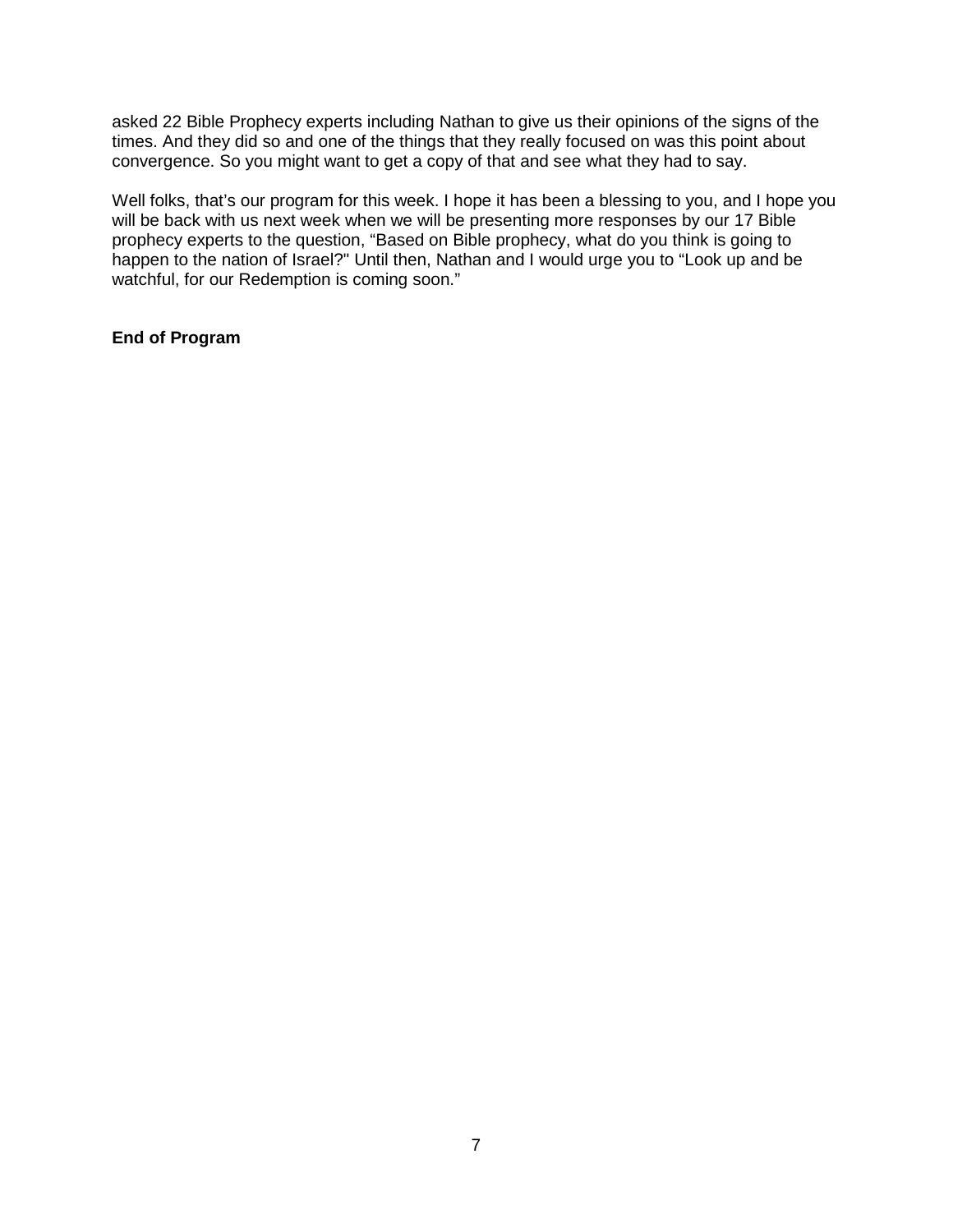asked 22 Bible Prophecy experts including Nathan to give us their opinions of the signs of the times. And they did so and one of the things that they really focused on was this point about convergence. So you might want to get a copy of that and see what they had to say.

Well folks, that's our program for this week. I hope it has been a blessing to you, and I hope you will be back with us next week when we will be presenting more responses by our 17 Bible prophecy experts to the question, "Based on Bible prophecy, what do you think is going to happen to the nation of Israel?" Until then, Nathan and I would urge you to "Look up and be watchful, for our Redemption is coming soon."

**End of Program**